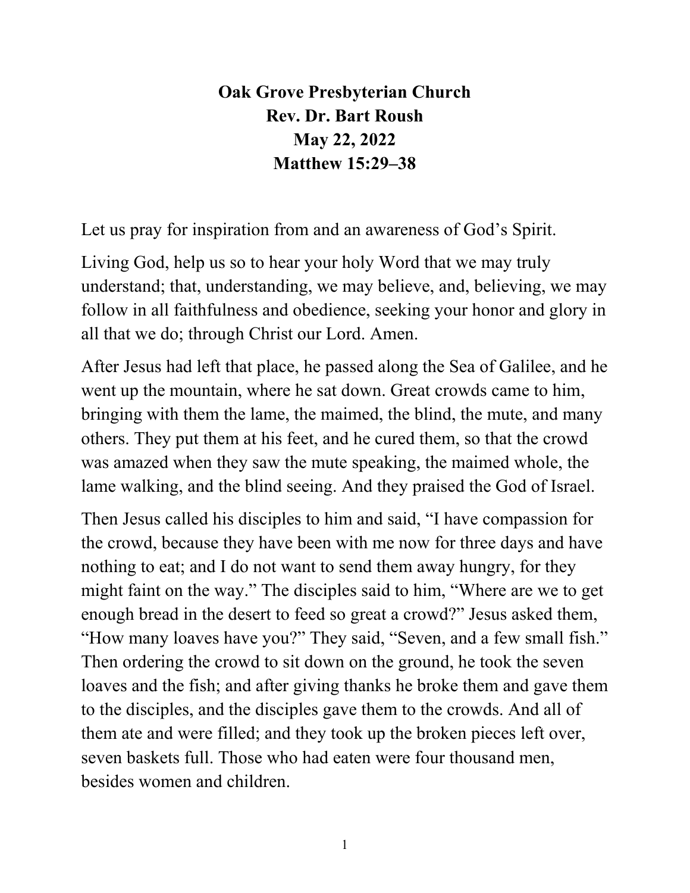**Oak Grove Presbyterian Church**
**Rev. Dr. Bart Roush**
**May 22, 2022**
**Matthew 15:29–38**

Let us pray for inspiration from and an awareness of God's Spirit.

Living God, help us so to hear your holy Word that we may truly understand; that, understanding, we may believe, and, believing, we may follow in all faithfulness and obedience, seeking your honor and glory in all that we do; through Christ our Lord. Amen.

After Jesus had left that place, he passed along the Sea of Galilee, and he went up the mountain, where he sat down. Great crowds came to him, bringing with them the lame, the maimed, the blind, the mute, and many others. They put them at his feet, and he cured them, so that the crowd was amazed when they saw the mute speaking, the maimed whole, the lame walking, and the blind seeing. And they praised the God of Israel.

Then Jesus called his disciples to him and said, "I have compassion for the crowd, because they have been with me now for three days and have nothing to eat; and I do not want to send them away hungry, for they might faint on the way." The disciples said to him, "Where are we to get enough bread in the desert to feed so great a crowd?" Jesus asked them, "How many loaves have you?" They said, "Seven, and a few small fish." Then ordering the crowd to sit down on the ground, he took the seven loaves and the fish; and after giving thanks he broke them and gave them to the disciples, and the disciples gave them to the crowds. And all of them ate and were filled; and they took up the broken pieces left over, seven baskets full. Those who had eaten were four thousand men, besides women and children.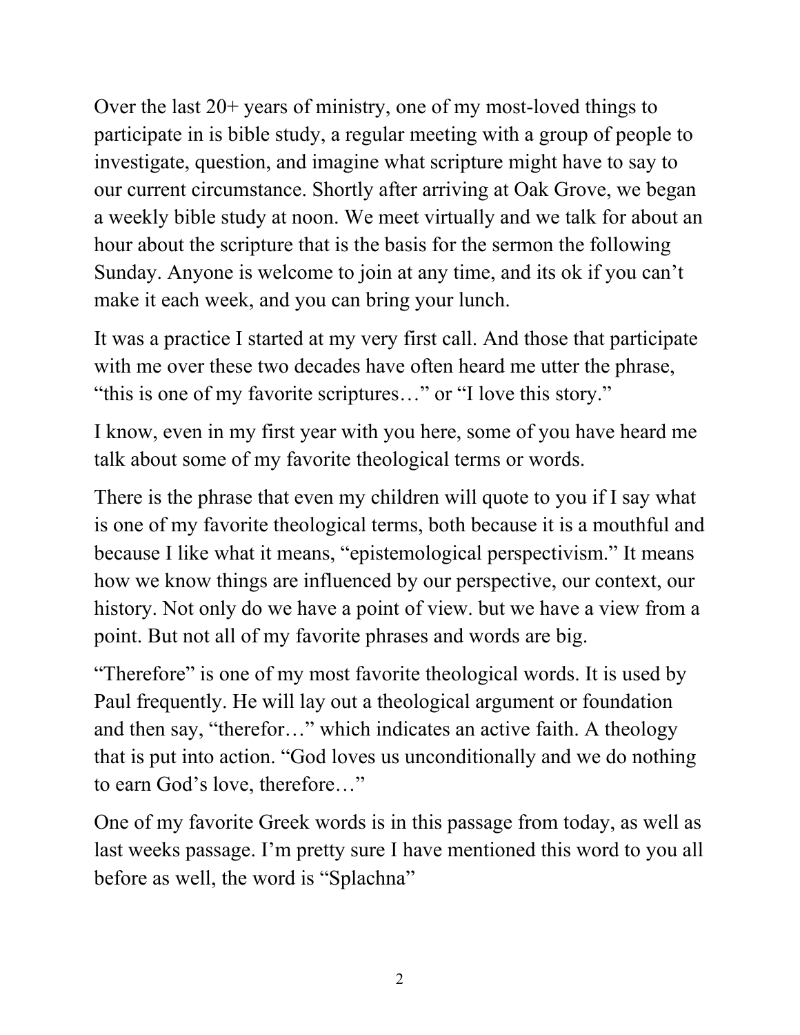Over the last 20+ years of ministry, one of my most-loved things to participate in is bible study, a regular meeting with a group of people to investigate, question, and imagine what scripture might have to say to our current circumstance. Shortly after arriving at Oak Grove, we began a weekly bible study at noon. We meet virtually and we talk for about an hour about the scripture that is the basis for the sermon the following Sunday. Anyone is welcome to join at any time, and its ok if you can't make it each week, and you can bring your lunch.

It was a practice I started at my very first call. And those that participate with me over these two decades have often heard me utter the phrase, "this is one of my favorite scriptures…" or "I love this story."

I know, even in my first year with you here, some of you have heard me talk about some of my favorite theological terms or words.

There is the phrase that even my children will quote to you if I say what is one of my favorite theological terms, both because it is a mouthful and because I like what it means, "epistemological perspectivism." It means how we know things are influenced by our perspective, our context, our history. Not only do we have a point of view. but we have a view from a point. But not all of my favorite phrases and words are big.

"Therefore" is one of my most favorite theological words. It is used by Paul frequently. He will lay out a theological argument or foundation and then say, "therefor…" which indicates an active faith. A theology that is put into action. "God loves us unconditionally and we do nothing to earn God's love, therefore…"

One of my favorite Greek words is in this passage from today, as well as last weeks passage. I'm pretty sure I have mentioned this word to you all before as well, the word is "Splachna"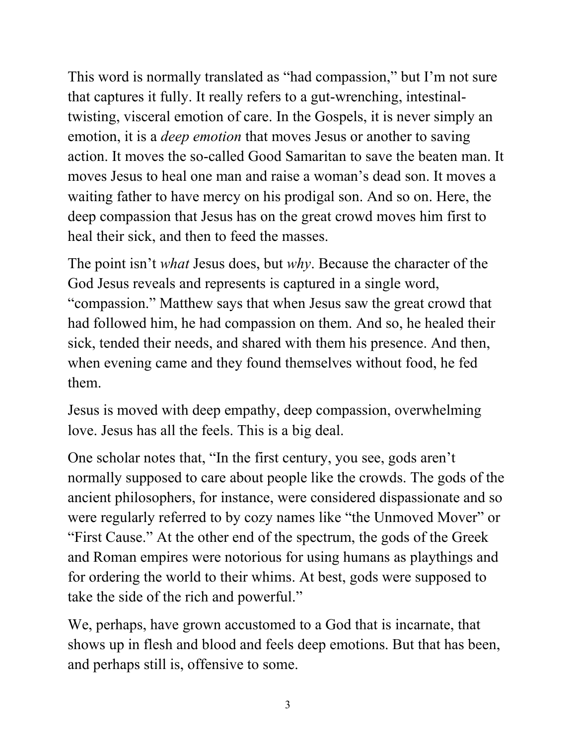This word is normally translated as "had compassion," but I'm not sure that captures it fully. It really refers to a gut-wrenching, intestinal-twisting, visceral emotion of care. In the Gospels, it is never simply an emotion, it is a *deep emotion* that moves Jesus or another to saving action. It moves the so-called Good Samaritan to save the beaten man. It moves Jesus to heal one man and raise a woman's dead son. It moves a waiting father to have mercy on his prodigal son. And so on. Here, the deep compassion that Jesus has on the great crowd moves him first to heal their sick, and then to feed the masses.

The point isn't *what* Jesus does, but *why*. Because the character of the God Jesus reveals and represents is captured in a single word, "compassion." Matthew says that when Jesus saw the great crowd that had followed him, he had compassion on them. And so, he healed their sick, tended their needs, and shared with them his presence. And then, when evening came and they found themselves without food, he fed them.

Jesus is moved with deep empathy, deep compassion, overwhelming love. Jesus has all the feels. This is a big deal.

One scholar notes that, "In the first century, you see, gods aren't normally supposed to care about people like the crowds. The gods of the ancient philosophers, for instance, were considered dispassionate and so were regularly referred to by cozy names like "the Unmoved Mover" or "First Cause." At the other end of the spectrum, the gods of the Greek and Roman empires were notorious for using humans as playthings and for ordering the world to their whims. At best, gods were supposed to take the side of the rich and powerful."

We, perhaps, have grown accustomed to a God that is incarnate, that shows up in flesh and blood and feels deep emotions. But that has been, and perhaps still is, offensive to some.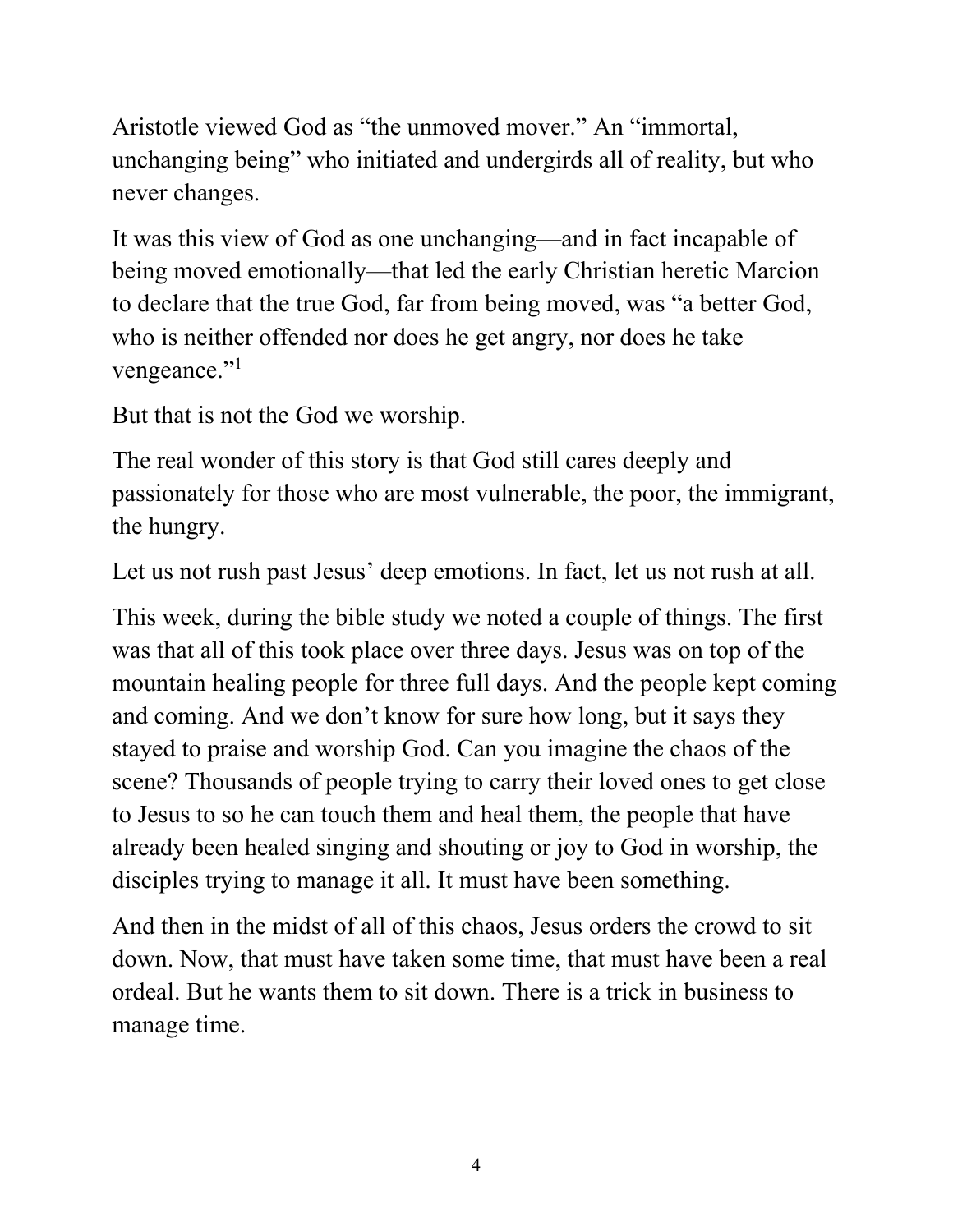Aristotle viewed God as "the unmoved mover." An "immortal, unchanging being" who initiated and undergirds all of reality, but who never changes.

It was this view of God as one unchanging—and in fact incapable of being moved emotionally—that led the early Christian heretic Marcion to declare that the true God, far from being moved, was "a better God, who is neither offended nor does he get angry, nor does he take vengeance."[1]

But that is not the God we worship.

The real wonder of this story is that God still cares deeply and passionately for those who are most vulnerable, the poor, the immigrant, the hungry.

Let us not rush past Jesus' deep emotions. In fact, let us not rush at all.

This week, during the bible study we noted a couple of things. The first was that all of this took place over three days. Jesus was on top of the mountain healing people for three full days. And the people kept coming and coming. And we don't know for sure how long, but it says they stayed to praise and worship God. Can you imagine the chaos of the scene? Thousands of people trying to carry their loved ones to get close to Jesus to so he can touch them and heal them, the people that have already been healed singing and shouting or joy to God in worship, the disciples trying to manage it all. It must have been something.

And then in the midst of all of this chaos, Jesus orders the crowd to sit down. Now, that must have taken some time, that must have been a real ordeal. But he wants them to sit down. There is a trick in business to manage time.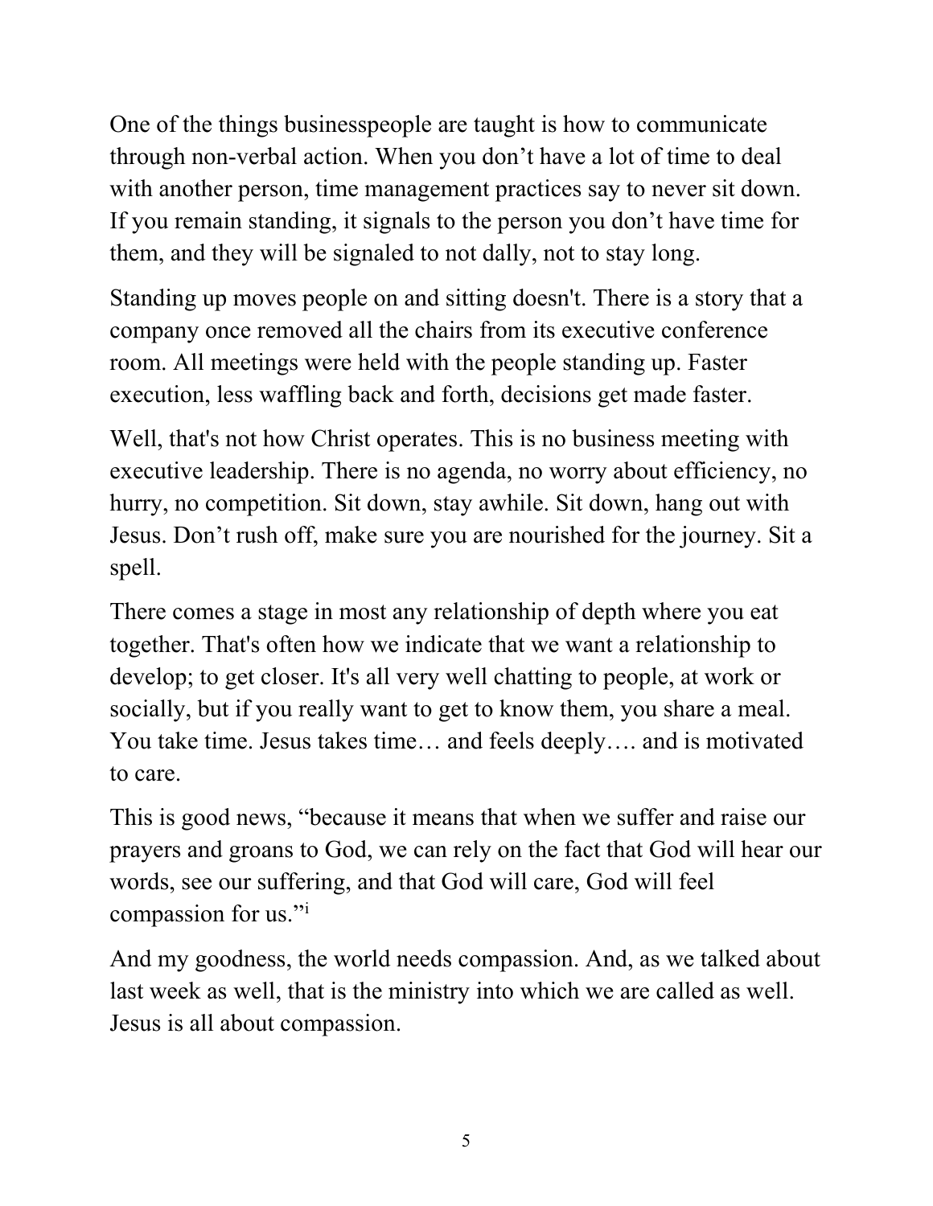One of the things businesspeople are taught is how to communicate through non-verbal action. When you don’t have a lot of time to deal with another person, time management practices say to never sit down. If you remain standing, it signals to the person you don’t have time for them, and they will be signaled to not dally, not to stay long.

Standing up moves people on and sitting doesn't. There is a story that a company once removed all the chairs from its executive conference room. All meetings were held with the people standing up. Faster execution, less waffling back and forth, decisions get made faster.

Well, that's not how Christ operates. This is no business meeting with executive leadership. There is no agenda, no worry about efficiency, no hurry, no competition. Sit down, stay awhile. Sit down, hang out with Jesus. Don’t rush off, make sure you are nourished for the journey. Sit a spell.

There comes a stage in most any relationship of depth where you eat together. That's often how we indicate that we want a relationship to develop; to get closer. It's all very well chatting to people, at work or socially, but if you really want to get to know them, you share a meal. You take time. Jesus takes time… and feels deeply…. and is motivated to care.

This is good news, “because it means that when we suffer and raise our prayers and groans to God, we can rely on the fact that God will hear our words, see our suffering, and that God will care, God will feel compassion for us.”[i]

And my goodness, the world needs compassion. And, as we talked about last week as well, that is the ministry into which we are called as well. Jesus is all about compassion.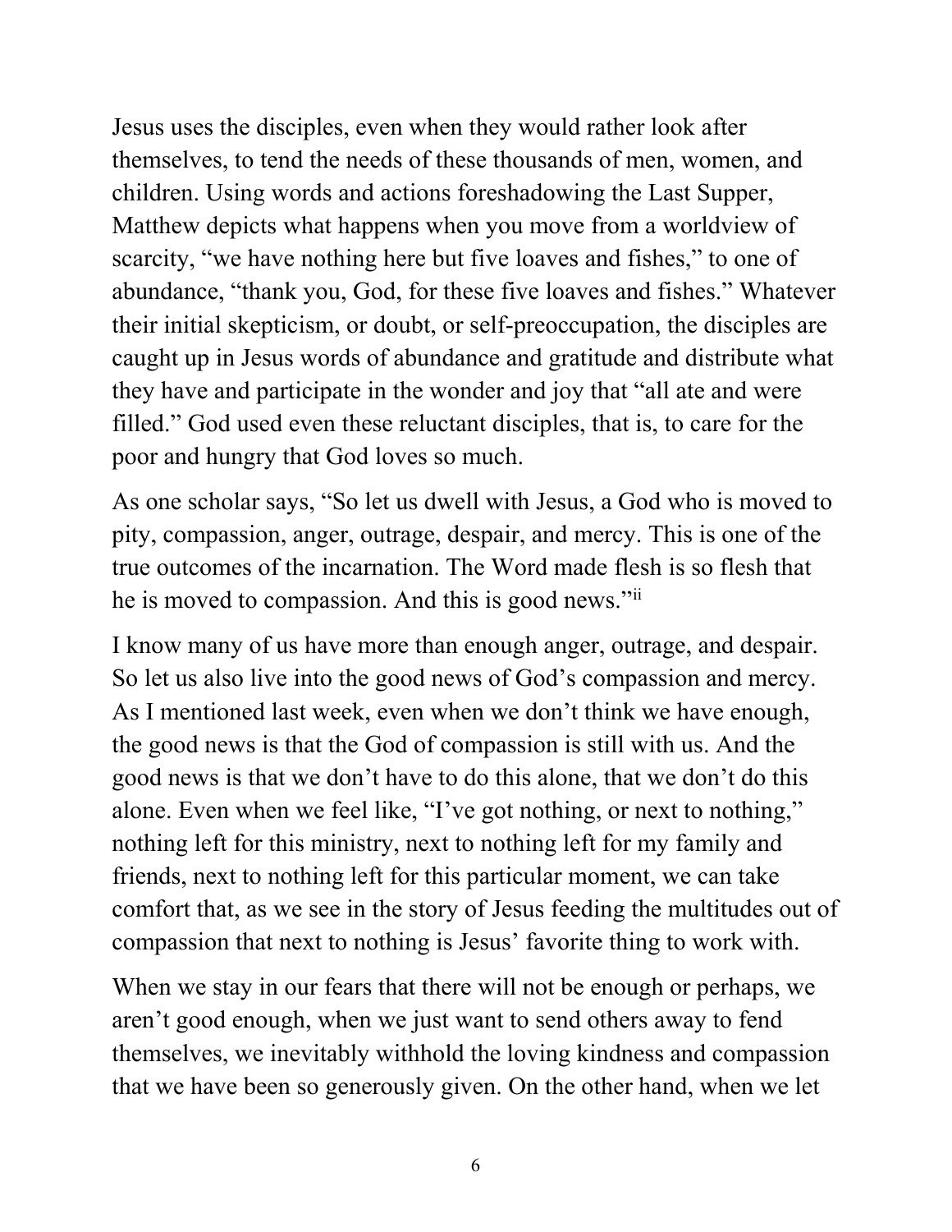Jesus uses the disciples, even when they would rather look after themselves, to tend the needs of these thousands of men, women, and children. Using words and actions foreshadowing the Last Supper, Matthew depicts what happens when you move from a worldview of scarcity, "we have nothing here but five loaves and fishes," to one of abundance, "thank you, God, for these five loaves and fishes." Whatever their initial skepticism, or doubt, or self-preoccupation, the disciples are caught up in Jesus words of abundance and gratitude and distribute what they have and participate in the wonder and joy that "all ate and were filled." God used even these reluctant disciples, that is, to care for the poor and hungry that God loves so much.

As one scholar says, "So let us dwell with Jesus, a God who is moved to pity, compassion, anger, outrage, despair, and mercy. This is one of the true outcomes of the incarnation. The Word made flesh is so flesh that he is moved to compassion. And this is good news."[ii]

I know many of us have more than enough anger, outrage, and despair. So let us also live into the good news of God's compassion and mercy. As I mentioned last week, even when we don't think we have enough, the good news is that the God of compassion is still with us. And the good news is that we don't have to do this alone, that we don't do this alone. Even when we feel like, "I've got nothing, or next to nothing," nothing left for this ministry, next to nothing left for my family and friends, next to nothing left for this particular moment, we can take comfort that, as we see in the story of Jesus feeding the multitudes out of compassion that next to nothing is Jesus' favorite thing to work with.

When we stay in our fears that there will not be enough or perhaps, we aren't good enough, when we just want to send others away to fend themselves, we inevitably withhold the loving kindness and compassion that we have been so generously given. On the other hand, when we let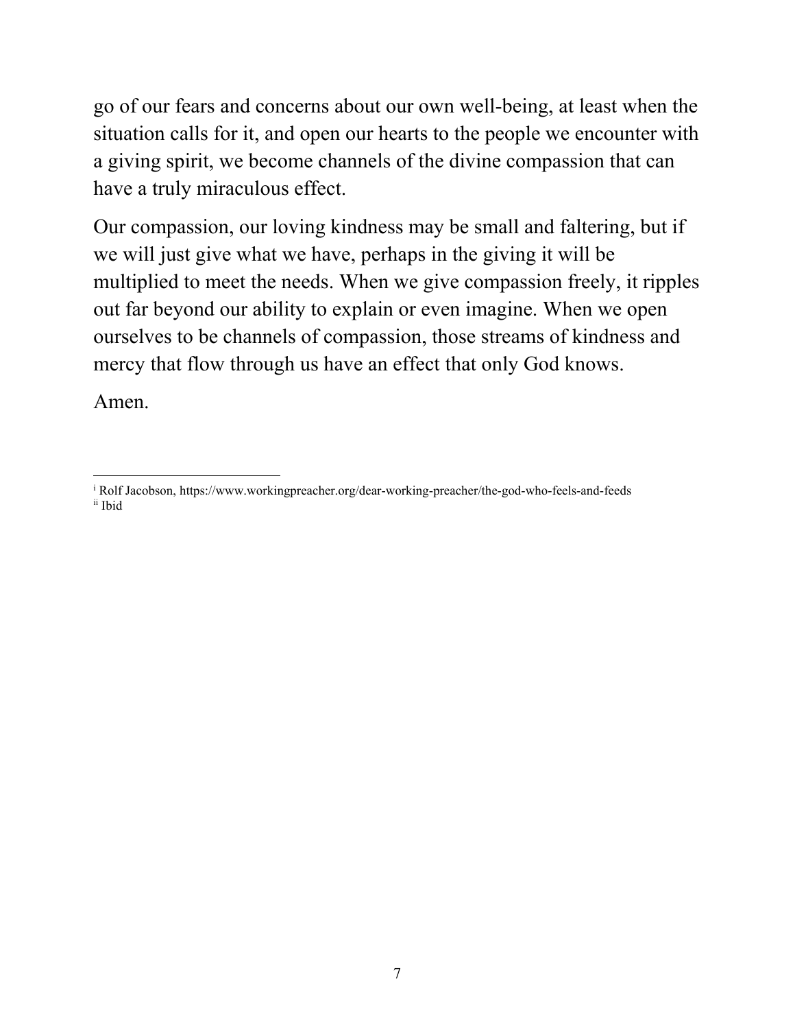go of our fears and concerns about our own well-being, at least when the situation calls for it, and open our hearts to the people we encounter with a giving spirit, we become channels of the divine compassion that can have a truly miraculous effect.

Our compassion, our loving kindness may be small and faltering, but if we will just give what we have, perhaps in the giving it will be multiplied to meet the needs. When we give compassion freely, it ripples out far beyond our ability to explain or even imagine. When we open ourselves to be channels of compassion, those streams of kindness and mercy that flow through us have an effect that only God knows.

Amen.

---

[i] Rolf Jacobson, https://www.workingpreacher.org/dear-working-preacher/the-god-who-feels-and-feeds

[ii] Ibid